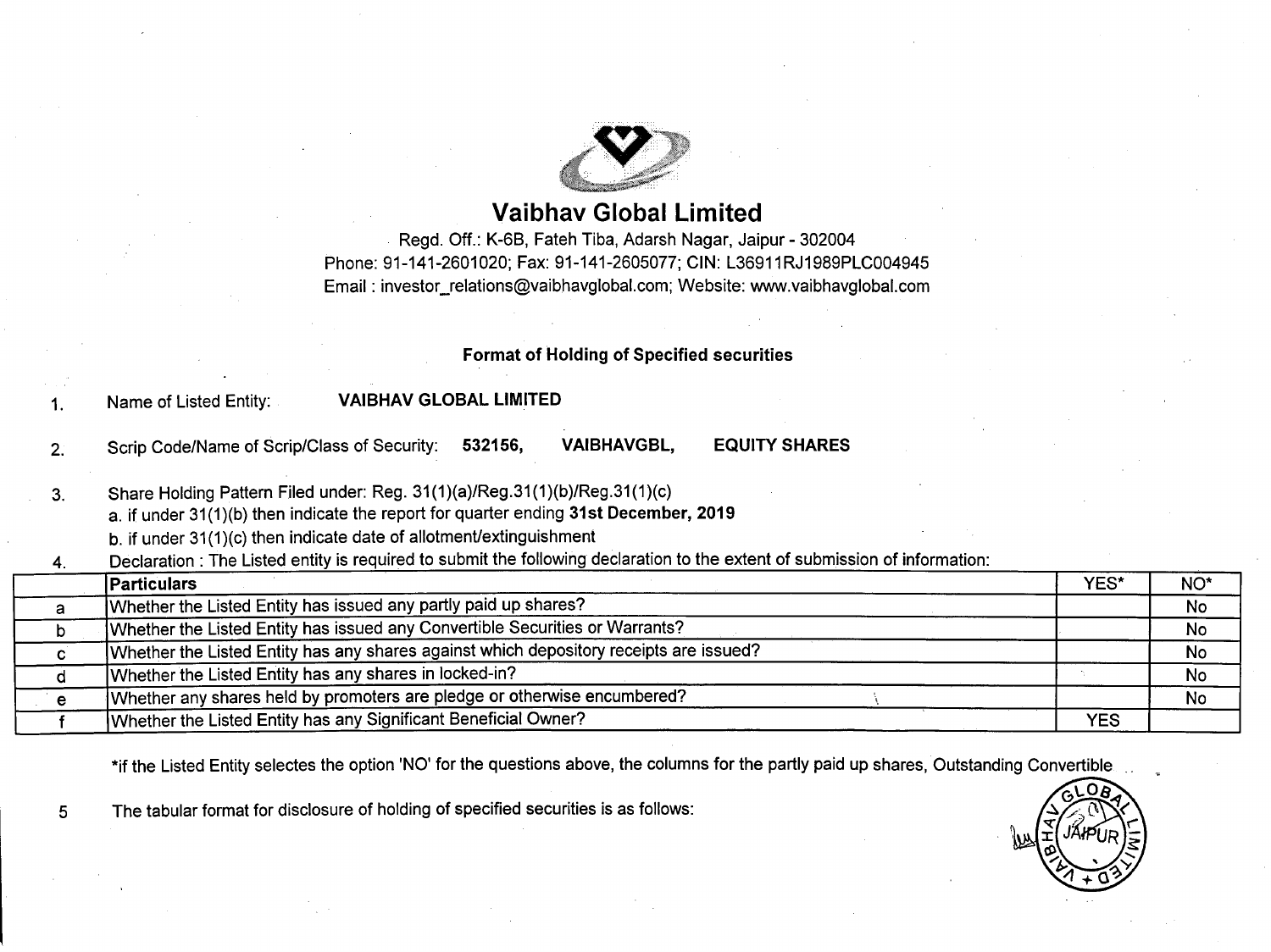# Vaibhav Global Limited

Regd. Off.: K-6B, Fateh Tiba, Adarsh Nagar, Jaipur - 302004
Phone: 91-141-2601020; Fax: 91-141-2605077; CIN: L36911RJ1989PLC004945
Email : investor_relations@vaibhavglobal.com; Website: www.vaibhavglobal.com

## Format of Holding of Specified securities

1. Name of Listed Entity: **VAIBHAV GLOBAL LIMITED**

2. Scrip Code/Name of Scrip/Class of Security: **532156, VAIBHAVGBL, EQUITY SHARES**

3. Share Holding Pattern Filed under: Reg. 31(1)(a)/Reg.31(1)(b)/Reg.31(1)(c)
   a. if under 31(1)(b) then indicate the report for quarter ending **31st December, 2019**
   b. if under 31(1)(c) then indicate date of allotment/extinguishment

4. Declaration : The Listed entity is required to submit the following declaration to the extent of submission of information:

| | Particulars | YES* | NO* |
|---|---|---|---|
| a | Whether the Listed Entity has issued any partly paid up shares? | | No |
| b | Whether the Listed Entity has issued any Convertible Securities or Warrants? | | No |
| c | Whether the Listed Entity has any shares against which depository receipts are issued? | | No |
| d | Whether the Listed Entity has any shares in locked-in? | | No |
| e | Whether any shares held by promoters are pledge or otherwise encumbered? | | No |
| f | Whether the Listed Entity has any Significant Beneficial Owner? | YES | |

*if the Listed Entity selectes the option 'NO' for the questions above, the columns for the partly paid up shares, Outstanding Convertible

5 The tabular format for disclosure of holding of specified securities is as follows: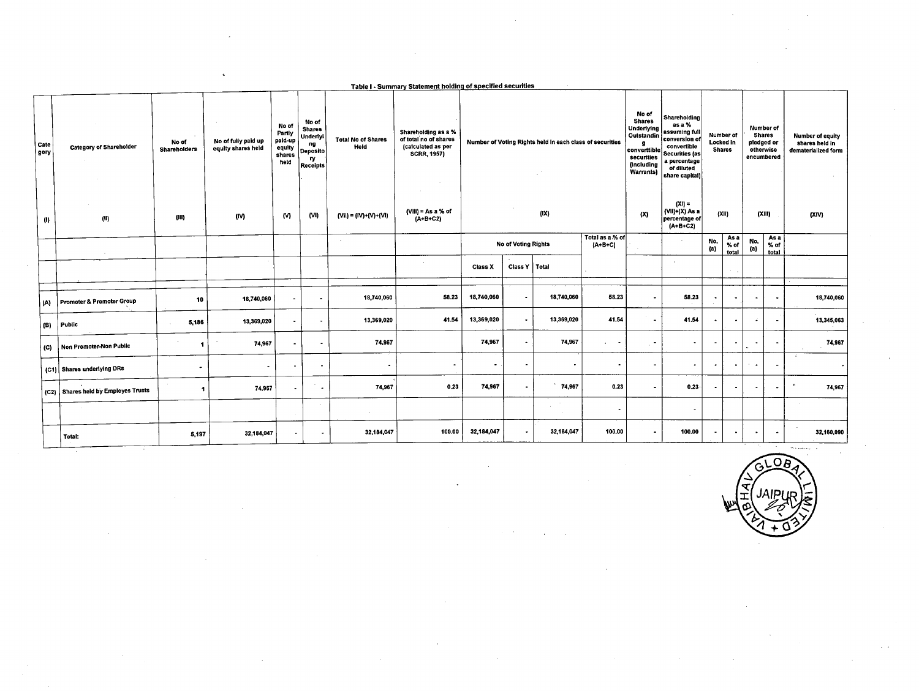Table I - Summary Statement holding of specified securities

| Category | Category of Shareholder | No of Shareholders | No of fully paid up equity shares held | No of Partly paid-up equity shares held | No of Shares Underlying Depository Receipts | Total No of Shares Held | Shareholding as a % of total no of shares (calculated as per SCRR, 1957) | Number of Voting Rights held in each class of securities | | | | No of Shares Underlying Outstanding convertible securities (including Warrants) | Shareholding as a % assuming full conversion of convertible Securities (as a percentage of diluted share capital) | Number of Locked in Shares | | Number of Shares pledged or otherwise encumbered | | Number of equity shares held in dematerialized form |
|---|---|---|---|---|---|---|---|---|---|---|---|---|---|---|---|---|---|---|
| (I) | (II) | (III) | (IV) | (V) | (VI) | (VII) = (IV)+(V)+(VI) | (VIII) = As a % of (A+B+C2) | (IX) | | | | (X) | (XI) = (VII)+(X) As a percentage of (A+B+C2) | (XII) | | (XIII) | | (XIV) |
| | | | | | | | | No of Voting Rights | | | Total as a % of (A+B+C) | | | No. (a) | As a % of total | No. (a) | As a % of total | |
| | | | | | | | | Class X | Class Y | Total | | | | | | | | |
| (A) | Promoter & Promoter Group | 10 | 18,740,060 | - | - | 18,740,060 | 58.23 | 18,740,060 | - | 18,740,060 | 58.23 | - | 58.23 | - | - | - | - | 18,740,060 |
| (B) | Public | 5,186 | 13,369,020 | - | - | 13,369,020 | 41.54 | 13,369,020 | - | 13,369,020 | 41.54 | - | 41.54 | - | - | - | - | 13,345,063 |
| (C) | Non Promoter-Non Public | 1 | 74,967 | - | - | 74,967 | | 74,967 | - | 74,967 | - | - | - | - | - | - | - | 74,967 |
| (C1) | Shares underlying DRs | - | - | - | - | - | - | - | - | - | - | - | - | - | - | - | - | - |
| (C2) | Shares held by Employes Trusts | 1 | 74,967 | - | - | 74,967 | 0.23 | 74,967 | - | 74,967 | 0.23 | - | 0.23 | - | - | - | - | 74,967 |
| | | | | | | | | | | | - | | - | | | | | |
| | Total: | 5,197 | 32,184,047 | - | - | 32,184,047 | 100.00 | 32,184,047 | - | 32,184,047 | 100.00 | - | 100.00 | - | - | - | - | 32,160,090 |

VAIBHAV GLOBAL LIMITED JAIPUR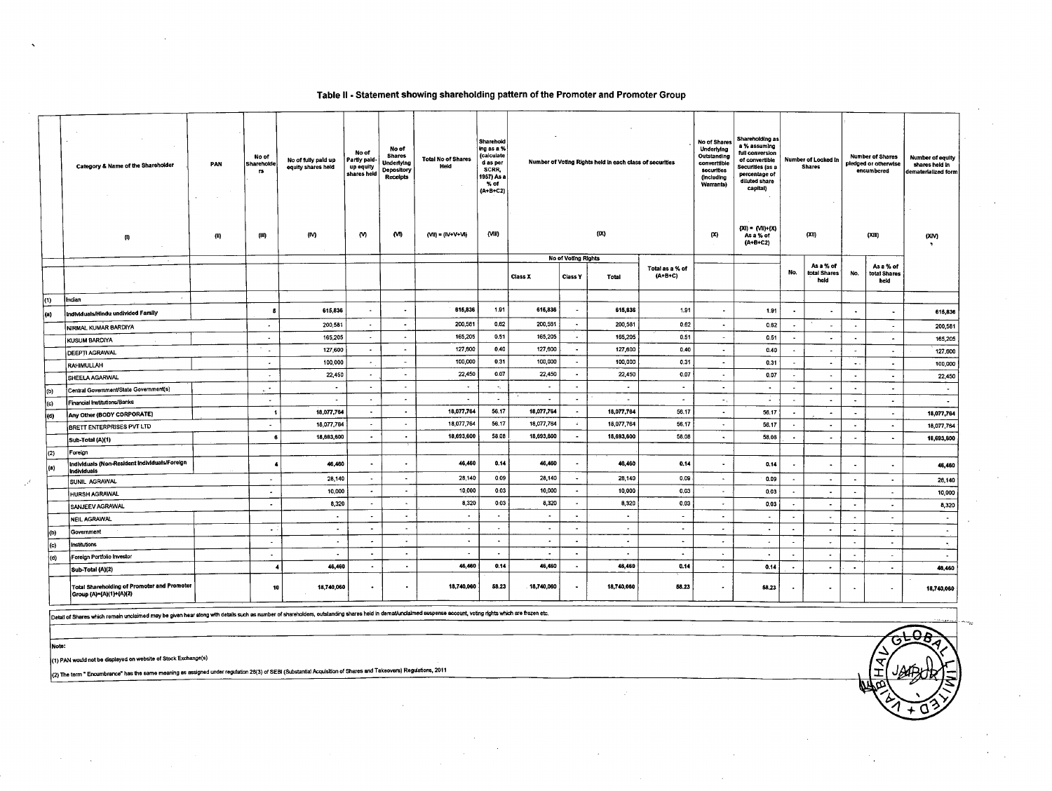# Table II - Statement showing shareholding pattern of the Promoter and Promoter Group

| | Category & Name of the Shareholder | PAN | No of Shareholders | No of fully paid up equity shares held | No of Partly paid-up equity shares held | No of Shares Underlying Depository Receipts | Total No of Shares Held | Shareholding as a % (calculated as per SCRR, 1957) As a % of (A+B+C2) | Number of Voting Rights held in each class of securities | | | | No of Shares Underlying Outstanding convertible securities (including Warrants) | Shareholding as a % assuming full conversion of convertible Securities (as a percentage of diluted share capital) | Number of Locked in Shares | | Number of Shares pledged or otherwise encumbered | | Number of equity shares held in dematerialized form |
|---|---|---|---|---|---|---|---|---|---|---|---|---|---|---|---|---|---|---|---|
| | (I) | (II) | (III) | (IV) | (V) | (VI) | (VII) = (IV+V+VI) | (VIII) | (IX) | | | | (X) | (XI) = (VII)+(X) As a % of (A+B+C2) | (XII) | | (XIII) | | (XIV) |
| | | | | | | | | | No of Voting Rights | | | Total as a % of (A+B+C) | | | No. | As a % of total Shares held | No. | As a % of total Shares held | |
| | | | | | | | | | Class X | Class Y | Total | | | | | | | | |
| (1) | Indian | | | | | | | | | | | | | | | | | | |
| (a) | Individuals/Hindu undivided Family | | 5 | 615,836 | - | - | 615,836 | 1.91 | 615,836 | - | 615,836 | 1.91 | - | 1.91 | - | - | - | - | 615,836 |
| | NIRMAL KUMAR BARDIYA | | - | 200,581 | - | - | 200,581 | 0.62 | 200,581 | - | 200,581 | 0.62 | - | 0.62 | - | - | - | - | 200,581 |
| | KUSUM BARDIYA | | - | 165,205 | - | - | 165,205 | 0.51 | 165,205 | - | 165,205 | 0.51 | - | 0.51 | - | - | - | - | 165,205 |
| | DEEPTI AGRAWAL | | - | 127,600 | - | - | 127,600 | 0.40 | 127,600 | - | 127,600 | 0.40 | - | 0.40 | - | - | - | - | 127,600 |
| | RAHIMULLAH | | - | 100,000 | - | - | 100,000 | 0.31 | 100,000 | - | 100,000 | 0.31 | - | 0.31 | - | - | - | - | 100,000 |
| | SHEELA AGARWAL | | - | 22,450 | - | - | 22,450 | 0.07 | 22,450 | - | 22,450 | 0.07 | - | 0.07 | - | - | - | - | 22,450 |
| (b) | Central Government/State Government(s) | | - | - | - | - | - | - | - | - | - | - | - | - | - | - | - | - | - |
| (c) | Financial Institutions/Banks | | - | - | - | - | - | - | - | - | - | - | - | - | - | - | - | - | - |
| (d) | Any Other (BODY CORPORATE) | | 1 | 18,077,764 | - | - | 18,077,764 | 56.17 | 18,077,764 | - | 18,077,764 | 56.17 | - | 56.17 | - | - | - | - | 18,077,764 |
| | BRETT ENTERPRISES PVT LTD | | - | 18,077,764 | - | - | 18,077,764 | 56.17 | 18,077,764 | - | 18,077,764 | 56.17 | - | 56.17 | - | - | - | - | 18,077,764 |
| | Sub-Total (A)(1) | | 6 | 18,693,600 | - | - | 18,693,600 | 58.08 | 18,693,600 | - | 18,693,600 | 58.08 | - | 58.08 | - | - | - | - | 18,693,600 |
| (2) | Foreign | | | | | | | | | | | | | | | | | | |
| (a) | Individuals (Non-Resident Individuals/Foreign Individuals | | 4 | 46,460 | - | - | 46,460 | 0.14 | 46,460 | - | 46,460 | 0.14 | - | 0.14 | - | - | - | - | 46,460 |
| | SUNIL AGRAWAL | | - | 28,140 | - | - | 28,140 | 0.09 | 28,140 | - | 28,140 | 0.09 | - | 0.09 | - | - | - | - | 28,140 |
| | HURSH AGRAWAL | | - | 10,000 | - | - | 10,000 | 0.03 | 10,000 | - | 10,000 | 0.03 | - | 0.03 | - | - | - | - | 10,000 |
| | SANJEEV AGRAWAL | | - | 8,320 | - | - | 8,320 | 0.03 | 8,320 | - | 8,320 | 0.03 | - | 0.03 | - | - | - | - | 8,320 |
| | NEIL AGRAWAL | | | - | - | - | - | - | - | - | - | - | - | - | - | - | - | - | - |
| (b) | Government | | - | - | - | - | - | - | - | - | - | - | - | - | - | - | - | - | - |
| (c) | Institutions | | - | - | - | - | - | - | - | - | - | - | - | - | - | - | - | - | - |
| (d) | Foreign Portfolio Investor | | - | - | - | - | - | - | - | - | - | - | - | - | - | - | - | - | - |
| | Sub-Total (A)(2) | | 4 | 46,460 | - | - | 46,460 | 0.14 | 46,460 | - | 46,460 | 0.14 | - | 0.14 | - | - | - | - | 46,460 |
| | Total Shareholding of Promoter and Promoter Group (A)=(A)(1)+(A)(2) | | 10 | 18,740,060 | - | - | 18,740,060 | 58.23 | 18,740,060 | - | 18,740,060 | 58.23 | - | 58.23 | - | - | - | - | 18,740,060 |

Detail of Shares which remain unclaimed may be given hear along with details such as number of shareholders, outstanding shares held in demat/unclaimed suspense account, voting rights which are frozen etc.

Note:

(1) PAN would not be displayed on website of Stock Exchange(s)

(2) The term " Encumbrance" has the same meaning as assigned under regulation 28(3) of SEBI (Substantial Acquisition of Shares and Takeovers) Regulations, 2011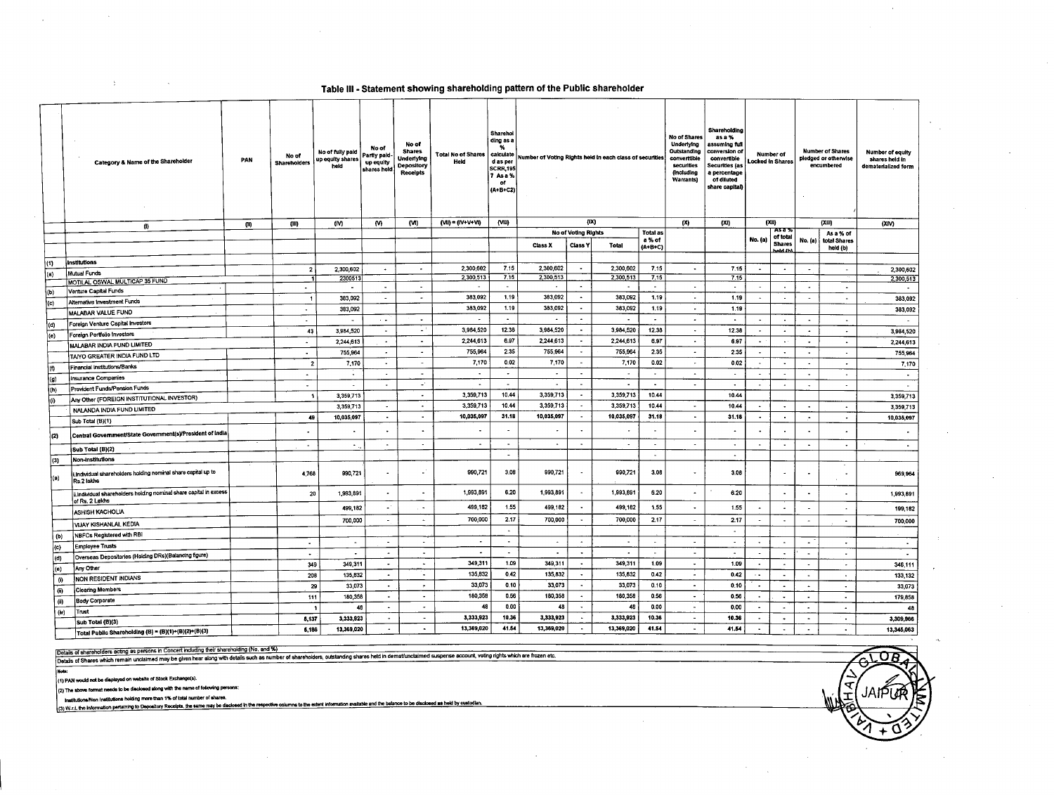## Table III - Statement showing shareholding pattern of the Public shareholder

| | Category & Name of the Shareholder | PAN | No of Shareholders | No of fully paid up equity shares held | No of Partly paid-up equity shares held | No of Shares Underlying Depository Receipts | Total No of Shares Held | Shareholding as a % calculated as per SCRR,1957 As a % of (A+B+C2) | Number of Voting Rights held in each class of securities | | | | No of Shares Underlying Outstanding convertible securities (Including Warrants) | Shareholding as a % assuming full conversion of convertible Securities (as a percentage of diluted share capital) | Number of Locked in Shares | | Number of Shares pledged or otherwise encumbered | | Number of equity shares held in dematerialized form |
|---|---|---|---|---|---|---|---|---|---|---|---|---|---|---|---|---|---|---|---|
| | (I) | (II) | (III) | (IV) | (V) | (VI) | (VII) = (IV+V+VI) | (VIII) | (IX) | | | | (X) | (XI) | (XII) | | (XIII) | | (XIV) |
| | | | | | | | | | No of Voting Rights | | | Total as a % of (A+B+C) | | | No. (a) | As a % of total Shares held (b) | No. (a) | As a % of total Shares held (b) | |
| | | | | | | | | | Class X | Class Y | Total | | | | | | | | |
| (1) | Institutions | | | | | | | | | | | | | | | | | | |
| (a) | Mutual Funds | | 2 | 2,300,602 | - | - | 2,300,602 | 7.15 | 2,300,602 | - | 2,300,602 | 7.15 | - | 7.15 | - | - | - | - | 2,300,602 |
| | MOTILAL OSWAL MULTICAP 35 FUND | | 1 | 2300513 | | | 2,300,513 | 7.15 | 2,300,513 | | 2,300,513 | 7.15 | | 7.15 | | | | | 2,300,513 |
| (b) | Venture Capital Funds | | - | - | - | - | - | - | - | - | - | - | - | - | - | - | - | - | - |
| (c) | Alternative Investment Funds | | 1 | 383,092 | - | - | 383,092 | 1.19 | 383,092 | - | 383,092 | 1.19 | - | 1.19 | - | - | - | - | 383,092 |
| | MALABAR VALUE FUND | | - | 383,092 | | | 383,092 | 1.19 | 383,092 | - | 383,092 | 1.19 | - | 1.19 | | | | | 383,092 |
| (d) | Foreign Venture Capital Investors | | - | - | - | - | - | - | - | - | - | - | - | - | - | - | - | - | - |
| (e) | Foreign Portfolio Investors | | 43 | 3,984,520 | - | - | 3,984,520 | 12.38 | 3,984,520 | - | 3,984,520 | 12.38 | - | 12.38 | - | - | - | - | 3,984,520 |
| | MALABAR INDIA FUND LIMITED | | - | 2,244,613 | - | - | 2,244,613 | 6.97 | 2,244,613 | - | 2,244,613 | 6.97 | - | 6.97 | - | - | - | - | 2,244,613 |
| | TAIYO GREATER INDIA FUND LTD | | - | 755,964 | - | - | 755,964 | 2.35 | 755,964 | - | 755,964 | 2.35 | - | 2.35 | - | - | - | - | 755,964 |
| (f) | Financial Institutions/Banks | | 2 | 7,170 | - | - | 7,170 | 0.02 | 7,170 | - | 7,170 | 0.02 | - | 0.02 | - | - | - | - | 7,170 |
| (g) | Insurance Companies | | - | - | - | - | - | - | - | - | - | - | - | - | - | - | - | - | - |
| (h) | Provident Funds/Pension Funds | | - | - | - | - | - | - | - | - | - | - | - | - | - | - | - | - | - |
| (i) | Any Other (FOREIGN INSTITUTIONAL INVESTOR) | | 1 | 3,359,713 | | - | 3,359,713 | 10.44 | 3,359,713 | - | 3,359,713 | 10.44 | - | 10.44 | | | | | 3,359,713 |
| | NALANDA INDIA FUND LIMITED | | | 3,359,713 | - | - | 3,359,713 | 10.44 | 3,359,713 | - | 3,359,713 | 10.44 | - | 10.44 | - | - | - | - | 3,359,713 |
| | Sub Total (B)(1) | | 49 | 10,035,097 | - | - | 10,035,097 | 31.18 | 10,035,097 | - | 10,035,097 | 31.18 | - | 31.18 | - | - | - | - | 10,035,097 |
| (2) | Central Government/State Government(s)/President of India | | - | - | - | - | - | - | - | - | - | - | - | - | - | - | - | - | - |
| | Sub Total (B)(2) | | - | - | - | - | - | - | - | - | - | - | - | - | - | - | - | - | - |
| (3) | Non-institutions | | | | | | | - | | | | - | | | | | | | |
| (a) | i.Individual shareholders holding nominal share capital up to Rs.2 lakhs | | 4,768 | 990,721 | - | - | 990,721 | 3.08 | 990,721 | - | 990,721 | 3.08 | - | 3.08 | | | - | - | 969,964 |
| | ii.Individual shareholders holding nominal share capital in excess of Rs. 2 Lakhs | | 20 | 1,993,891 | - | - | 1,993,891 | 6.20 | 1,993,891 | - | 1,993,891 | 6.20 | - | 6.20 | | - | - | - | 1,993,891 |
| | ASHISH KACHOLIA | | | 499,182 | - | - | 499,182 | 1.55 | 499,182 | - | 499,182 | 1.55 | - | 1.55 | - | - | - | - | 499,182 |
| | VIJAY KISHANLAL KEDIA | | | 700,000 | - | - | 700,000 | 2.17 | 700,000 | - | 700,000 | 2.17 | - | 2.17 | - | - | - | - | 700,000 |
| (b) | NBFCs Registered with RBI | | | | | | | - | | | | | | - | | | | | |
| (c) | Employee Trusts | | - | - | - | - | - | - | - | - | - | - | - | - | - | - | - | - | - |
| (d) | Overseas Depositories (Holding DRs)(Balancing figure) | | - | - | - | - | - | - | - | - | - | - | - | - | - | - | - | - | - |
| (e) | Any Other | | 349 | 349,311 | - | - | 349,311 | 1.09 | 349,311 | - | 349,311 | 1.09 | - | 1.09 | - | - | - | - | 346,111 |
| (i) | NON RESIDENT INDIANS | | 208 | 135,832 | - | - | 135,832 | 0.42 | 135,832 | - | 135,832 | 0.42 | - | 0.42 | - | - | - | - | 133,132 |
| (ii) | Clearing Members | | 29 | 33,073 | - | - | 33,073 | 0.10 | 33,073 | - | 33,073 | 0.10 | - | 0.10 | - | - | - | - | 33,073 |
| (iii) | Body Corporate | | 111 | 180,358 | - | - | 180,358 | 0.56 | 180,358 | - | 180,358 | 0.56 | - | 0.56 | - | - | - | - | 179,858 |
| (iv) | Trust | | 1 | 48 | - | - | 48 | 0.00 | 48 | - | 48 | 0.00 | - | 0.00 | - | - | - | - | 48 |
| | Sub Total (B)(3) | | 5,137 | 3,333,923 | - | - | 3,333,923 | 10.36 | 3,333,923 | - | 3,333,923 | 10.36 | - | 10.36 | - | - | - | - | 3,309,966 |
| | Total Public Shareholding (B) = (B)(1)+(B)(2)+(B)(3) | | 5,186 | 13,369,020 | - | - | 13,369,020 | 41.54 | 13,369,020 | - | 13,369,020 | 41.54 | - | 41.54 | - | - | - | - | 13,345,063 |

Details of shareholders acting as persons in Concert including their shareholding (No. and %)

Details of Shares which remain unclaimed may be given hear along with details such as number of shareholders, outstanding shares held in demat/unclaimed suspense account, voting rights which are frozen etc.

Note:

(1) PAN would not be displayed on website of Stock Exchange(s).

(2) The above format needs to be disclosed along with the name of following persons:

Institutions/Non Institutions holding more than 1% of total number of shares.

(3) W.r.t. the information pertaining to Depository Receipts, the same may be disclosed in the respective columns to the extent information available and the balance to be disclosed as held by custodian.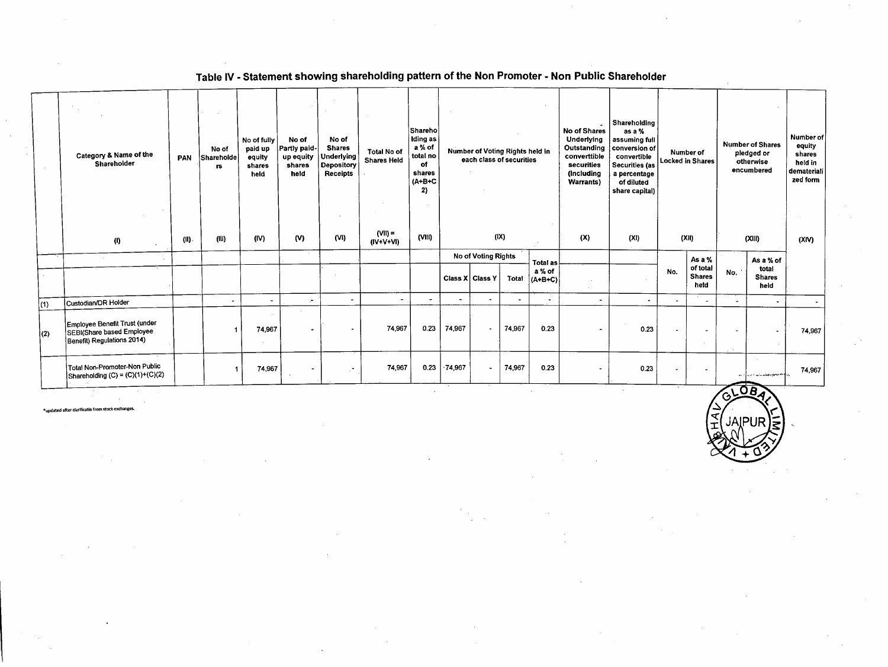# Table IV - Statement showing shareholding pattern of the Non Promoter - Non Public Shareholder

| | Category & Name of the Shareholder | PAN | No of Shareholders | No of fully paid up equity shares held | No of Partly paid-up equity shares held | No of Shares Underlying Depository Receipts | Total No of Shares Held | Shareholding as a % of total no of shares (A+B+C2) | Number of Voting Rights held in each class of securities | | | | No of Shares Underlying Outstanding converttible securities (Including Warrants) | Shareholding as a % assuming full conversion of convertible Securities (as a percentage of diluted share capital) | Number of Locked in Shares | | Number of Shares pledged or otherwise encumbered | | Number of equity shares held in dematerialized form |
|---|---|---|---|---|---|---|---|---|---|---|---|---|---|---|---|---|---|---|---|
| | (I) | (II) | (III) | (IV) | (V) | (VI) | (VII) = (IV+V+VI) | (VIII) | (IX) | | | | (X) | (XI) | (XII) | | (XIII) | | (XIV) |
| | | | | | | | | | No of Voting Rights | | | Total as a % of (A+B+C) | | | No. | As a % of total Shares held | No. | As a % of total Shares held | |
| | | | | | | | | | Class X | Class Y | Total | | | | | | | | |
| (1) | Custodian/DR Holder | | - | - | - | - | - | - | - | - | - | - | - | - | - | - | - | - | - |
| (2) | Employee Benefit Trust (under SEBI(Share based Employee Benefit) Regulations 2014) | | 1 | 74,967 | - | - | 74,967 | 0.23 | 74,967 | - | 74,967 | 0.23 | - | 0.23 | - | - | - | - | 74,967 |
| | Total Non-Promoter-Non Public Shareholding (C) = (C)(1)+(C)(2) | | 1 | 74,967 | - | - | 74,967 | 0.23 | 74,967 | - | 74,967 | 0.23 | - | 0.23 | - | - | | | 74,967 |

*updated after clarificatin from stock exchanges.